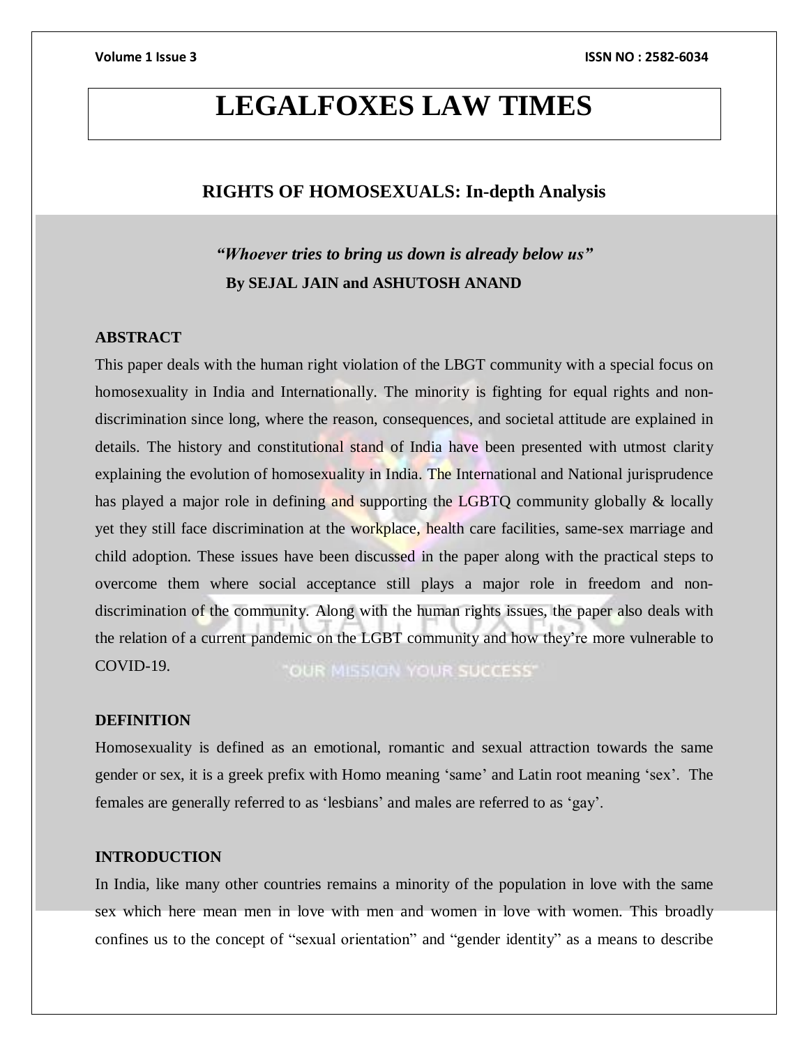# LEGALFOXES LAW TIMES

## RIGHTS OF HOMOSEXUALS: In-depth Analysis

***"Whoever tries to bring us down is already below us"***

**By SEJAL JAIN and ASHUTOSH ANAND**

### ABSTRACT

This paper deals with the human right violation of the LBGT community with a special focus on homosexuality in India and Internationally. The minority is fighting for equal rights and non-discrimination since long, where the reason, consequences, and societal attitude are explained in details. The history and constitutional stand of India have been presented with utmost clarity explaining the evolution of homosexuality in India. The International and National jurisprudence has played a major role in defining and supporting the LGBTQ community globally & locally yet they still face discrimination at the workplace, health care facilities, same-sex marriage and child adoption. These issues have been discussed in the paper along with the practical steps to overcome them where social acceptance still plays a major role in freedom and non-discrimination of the community. Along with the human rights issues, the paper also deals with the relation of a current pandemic on the LGBT community and how they're more vulnerable to COVID-19.

### DEFINITION

Homosexuality is defined as an emotional, romantic and sexual attraction towards the same gender or sex, it is a greek prefix with Homo meaning 'same' and Latin root meaning 'sex'. The females are generally referred to as 'lesbians' and males are referred to as 'gay'.

### INTRODUCTION

In India, like many other countries remains a minority of the population in love with the same sex which here mean men in love with men and women in love with women. This broadly confines us to the concept of "sexual orientation" and "gender identity" as a means to describe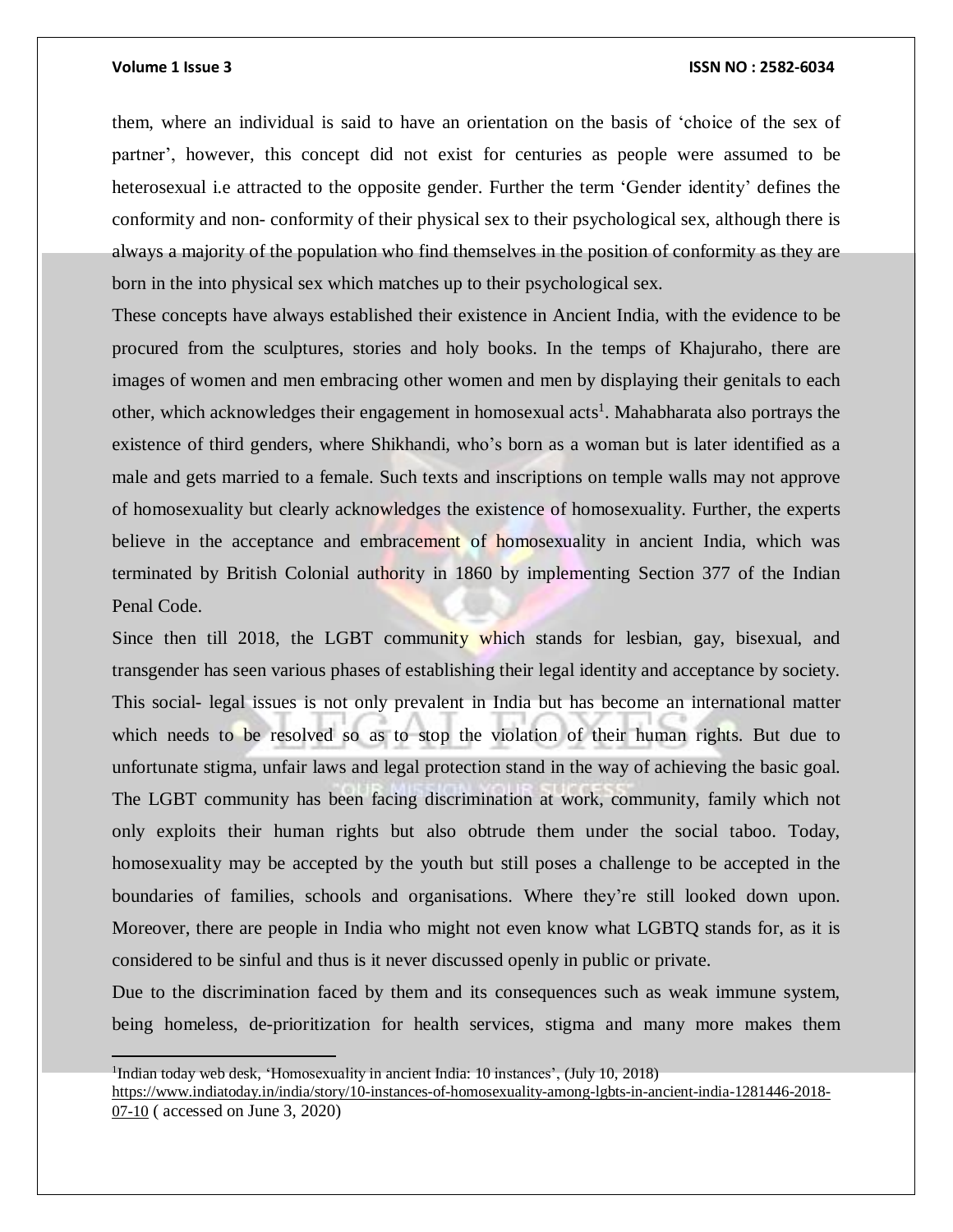them, where an individual is said to have an orientation on the basis of 'choice of the sex of partner', however, this concept did not exist for centuries as people were assumed to be heterosexual i.e attracted to the opposite gender. Further the term 'Gender identity' defines the conformity and non- conformity of their physical sex to their psychological sex, although there is always a majority of the population who find themselves in the position of conformity as they are born in the into physical sex which matches up to their psychological sex.

These concepts have always established their existence in Ancient India, with the evidence to be procured from the sculptures, stories and holy books. In the temps of Khajuraho, there are images of women and men embracing other women and men by displaying their genitals to each other, which acknowledges their engagement in homosexual acts[1]. Mahabharata also portrays the existence of third genders, where Shikhandi, who's born as a woman but is later identified as a male and gets married to a female. Such texts and inscriptions on temple walls may not approve of homosexuality but clearly acknowledges the existence of homosexuality. Further, the experts believe in the acceptance and embracement of homosexuality in ancient India, which was terminated by British Colonial authority in 1860 by implementing Section 377 of the Indian Penal Code.

Since then till 2018, the LGBT community which stands for lesbian, gay, bisexual, and transgender has seen various phases of establishing their legal identity and acceptance by society. This social- legal issues is not only prevalent in India but has become an international matter which needs to be resolved so as to stop the violation of their human rights. But due to unfortunate stigma, unfair laws and legal protection stand in the way of achieving the basic goal. The LGBT community has been facing discrimination at work, community, family which not only exploits their human rights but also obtrude them under the social taboo. Today, homosexuality may be accepted by the youth but still poses a challenge to be accepted in the boundaries of families, schools and organisations. Where they're still looked down upon. Moreover, there are people in India who might not even know what LGBTQ stands for, as it is considered to be sinful and thus is it never discussed openly in public or private.

Due to the discrimination faced by them and its consequences such as weak immune system, being homeless, de-prioritization for health services, stigma and many more makes them

---

[1] Indian today web desk, 'Homosexuality in ancient India: 10 instances', (July 10, 2018) https://www.indiatoday.in/india/story/10-instances-of-homosexuality-among-lgbts-in-ancient-india-1281446-2018-07-10 ( accessed on June 3, 2020)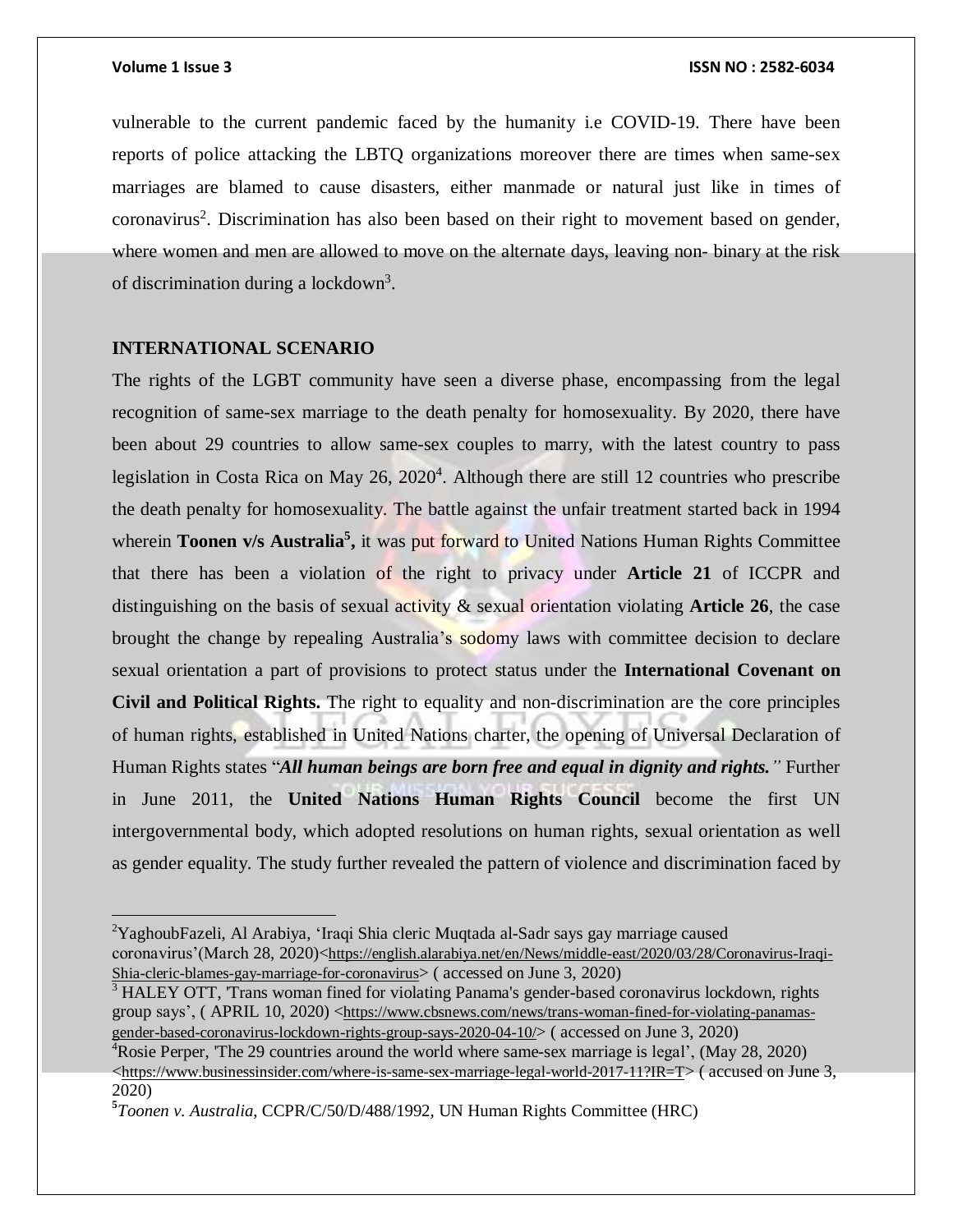vulnerable to the current pandemic faced by the humanity i.e COVID-19. There have been reports of police attacking the LBTQ organizations moreover there are times when same-sex marriages are blamed to cause disasters, either manmade or natural just like in times of coronavirus[2]. Discrimination has also been based on their right to movement based on gender, where women and men are allowed to move on the alternate days, leaving non- binary at the risk of discrimination during a lockdown[3].

## INTERNATIONAL SCENARIO

The rights of the LGBT community have seen a diverse phase, encompassing from the legal recognition of same-sex marriage to the death penalty for homosexuality. By 2020, there have been about 29 countries to allow same-sex couples to marry, with the latest country to pass legislation in Costa Rica on May 26, 2020[4]. Although there are still 12 countries who prescribe the death penalty for homosexuality. The battle against the unfair treatment started back in 1994 wherein **Toonen v/s Australia[5],** it was put forward to United Nations Human Rights Committee that there has been a violation of the right to privacy under **Article 21** of ICCPR and distinguishing on the basis of sexual activity & sexual orientation violating **Article 26**, the case brought the change by repealing Australia's sodomy laws with committee decision to declare sexual orientation a part of provisions to protect status under the **International Covenant on Civil and Political Rights.** The right to equality and non-discrimination are the core principles of human rights, established in United Nations charter, the opening of Universal Declaration of Human Rights states "***All human beings are born free and equal in dignity and rights.***" Further in June 2011, the **United Nations Human Rights Council** become the first UN intergovernmental body, which adopted resolutions on human rights, sexual orientation as well as gender equality. The study further revealed the pattern of violence and discrimination faced by

---

[2]YaghoubFazeli, Al Arabiya, 'Iraqi Shia cleric Muqtada al-Sadr says gay marriage caused coronavirus'(March 28, 2020)<https://english.alarabiya.net/en/News/middle-east/2020/03/28/Coronavirus-Iraqi-Shia-cleric-blames-gay-marriage-for-coronavirus> ( accessed on June 3, 2020)

[3] HALEY OTT, 'Trans woman fined for violating Panama's gender-based coronavirus lockdown, rights group says', ( APRIL 10, 2020) <https://www.cbsnews.com/news/trans-woman-fined-for-violating-panamas-gender-based-coronavirus-lockdown-rights-group-says-2020-04-10/> ( accessed on June 3, 2020)

[4]Rosie Perper, 'The 29 countries around the world where same-sex marriage is legal', (May 28, 2020) <https://www.businessinsider.com/where-is-same-sex-marriage-legal-world-2017-11?IR=T> ( accused on June 3, 2020)

[5]*Toonen v. Australia*, CCPR/C/50/D/488/1992, UN Human Rights Committee (HRC)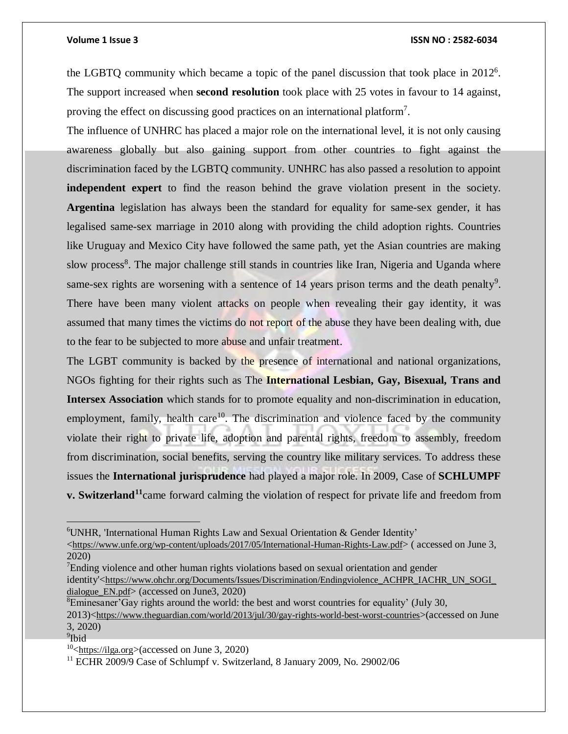the LGBTQ community which became a topic of the panel discussion that took place in 2012[6]. The support increased when **second resolution** took place with 25 votes in favour to 14 against, proving the effect on discussing good practices on an international platform[7].

The influence of UNHRC has placed a major role on the international level, it is not only causing awareness globally but also gaining support from other countries to fight against the discrimination faced by the LGBTQ community. UNHRC has also passed a resolution to appoint **independent expert** to find the reason behind the grave violation present in the society. **Argentina** legislation has always been the standard for equality for same-sex gender, it has legalised same-sex marriage in 2010 along with providing the child adoption rights. Countries like Uruguay and Mexico City have followed the same path, yet the Asian countries are making slow process[8]. The major challenge still stands in countries like Iran, Nigeria and Uganda where same-sex rights are worsening with a sentence of 14 years prison terms and the death penalty[9]. There have been many violent attacks on people when revealing their gay identity, it was assumed that many times the victims do not report of the abuse they have been dealing with, due to the fear to be subjected to more abuse and unfair treatment.

The LGBT community is backed by the presence of international and national organizations, NGOs fighting for their rights such as The **International Lesbian, Gay, Bisexual, Trans and Intersex Association** which stands for to promote equality and non-discrimination in education, employment, family, health care[10]. The discrimination and violence faced by the community violate their right to private life, adoption and parental rights, freedom to assembly, freedom from discrimination, social benefits, serving the country like military services. To address these issues the **International jurisprudence** had played a major role. In 2009, Case of **SCHLUMPF v. Switzerland[11]** came forward calming the violation of respect for private life and freedom from

---

[6]UNHR, 'International Human Rights Law and Sexual Orientation & Gender Identity' <https://www.unfe.org/wp-content/uploads/2017/05/International-Human-Rights-Law.pdf> ( accessed on June 3, 2020)

[7]Ending violence and other human rights violations based on sexual orientation and gender identity'<https://www.ohchr.org/Documents/Issues/Discrimination/Endingviolence_ACHPR_IACHR_UN_SOGI_dialogue_EN.pdf> (accessed on June3, 2020)

[8]Eminesaner'Gay rights around the world: the best and worst countries for equality' (July 30, 2013)<https://www.theguardian.com/world/2013/jul/30/gay-rights-world-best-worst-countries>(accessed on June 3, 2020)

[9]Ibid

[10]<https://ilga.org>(accessed on June 3, 2020)

[11] ECHR 2009/9 Case of Schlumpf v. Switzerland, 8 January 2009, No. 29002/06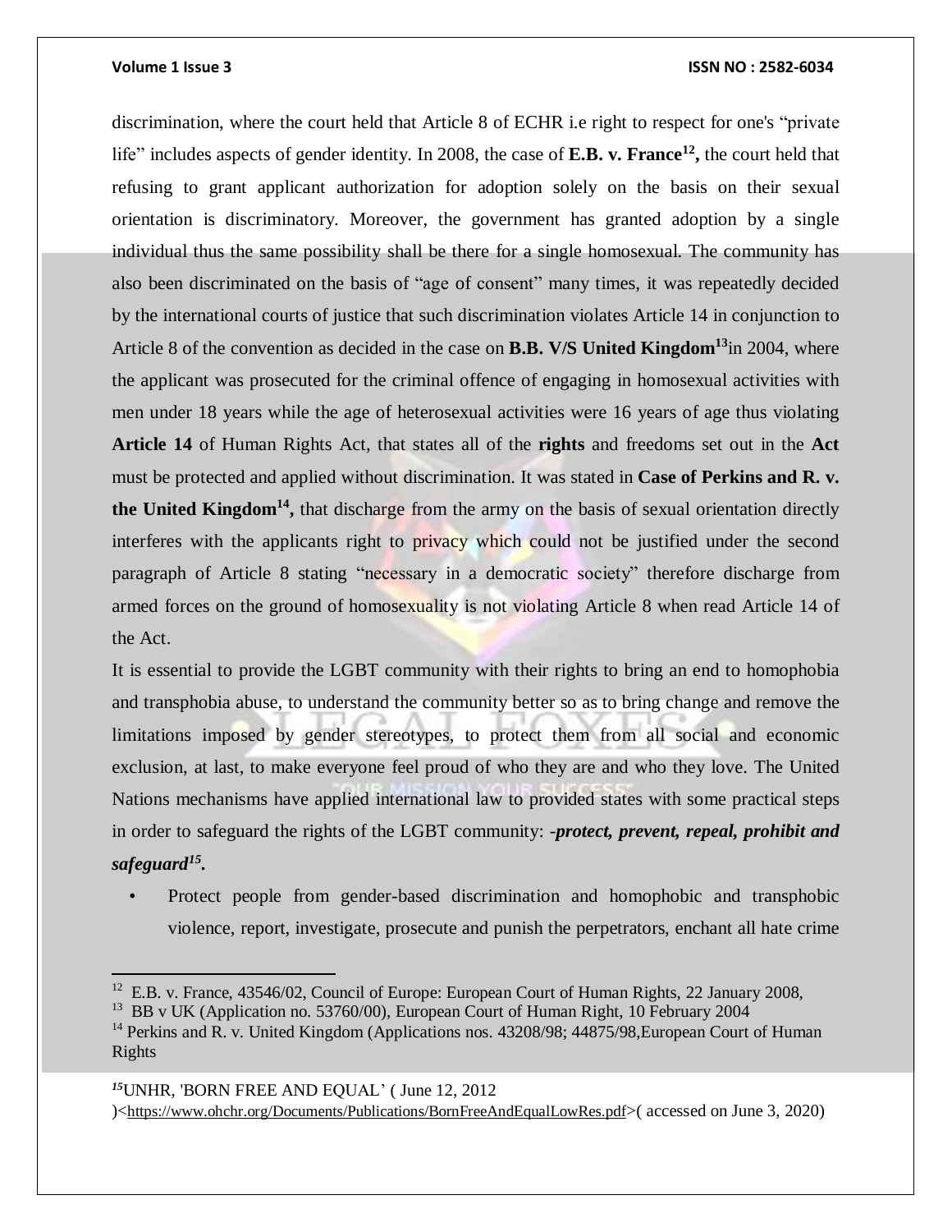discrimination, where the court held that Article 8 of ECHR i.e right to respect for one's "private life" includes aspects of gender identity. In 2008, the case of **E.B. v. France[12],** the court held that refusing to grant applicant authorization for adoption solely on the basis on their sexual orientation is discriminatory. Moreover, the government has granted adoption by a single individual thus the same possibility shall be there for a single homosexual. The community has also been discriminated on the basis of "age of consent" many times, it was repeatedly decided by the international courts of justice that such discrimination violates Article 14 in conjunction to Article 8 of the convention as decided in the case on **B.B. V/S United Kingdom[13]** in 2004, where the applicant was prosecuted for the criminal offence of engaging in homosexual activities with men under 18 years while the age of heterosexual activities were 16 years of age thus violating **Article 14** of Human Rights Act, that states all of the **rights** and freedoms set out in the **Act** must be protected and applied without discrimination. It was stated in **Case of Perkins and R. v. the United Kingdom[14],** that discharge from the army on the basis of sexual orientation directly interferes with the applicants right to privacy which could not be justified under the second paragraph of Article 8 stating "necessary in a democratic society" therefore discharge from armed forces on the ground of homosexuality is not violating Article 8 when read Article 14 of the Act.

It is essential to provide the LGBT community with their rights to bring an end to homophobia and transphobia abuse, to understand the community better so as to bring change and remove the limitations imposed by gender stereotypes, to protect them from all social and economic exclusion, at last, to make everyone feel proud of who they are and who they love. The United Nations mechanisms have applied international law to provided states with some practical steps in order to safeguard the rights of the LGBT community: -***protect, prevent, repeal, prohibit and safeguard[15].***

- Protect people from gender-based discrimination and homophobic and transphobic violence, report, investigate, prosecute and punish the perpetrators, enchant all hate crime

---

[12] E.B. v. France, 43546/02, Council of Europe: European Court of Human Rights, 22 January 2008,

[13] BB v UK (Application no. 53760/00), European Court of Human Right, 10 February 2004

[14] Perkins and R. v. United Kingdom (Applications nos. 43208/98; 44875/98,European Court of Human Rights

[15] UNHR, 'BORN FREE AND EQUAL' ( June 12, 2012 )<https://www.ohchr.org/Documents/Publications/BornFreeAndEqualLowRes.pdf>( accessed on June 3, 2020)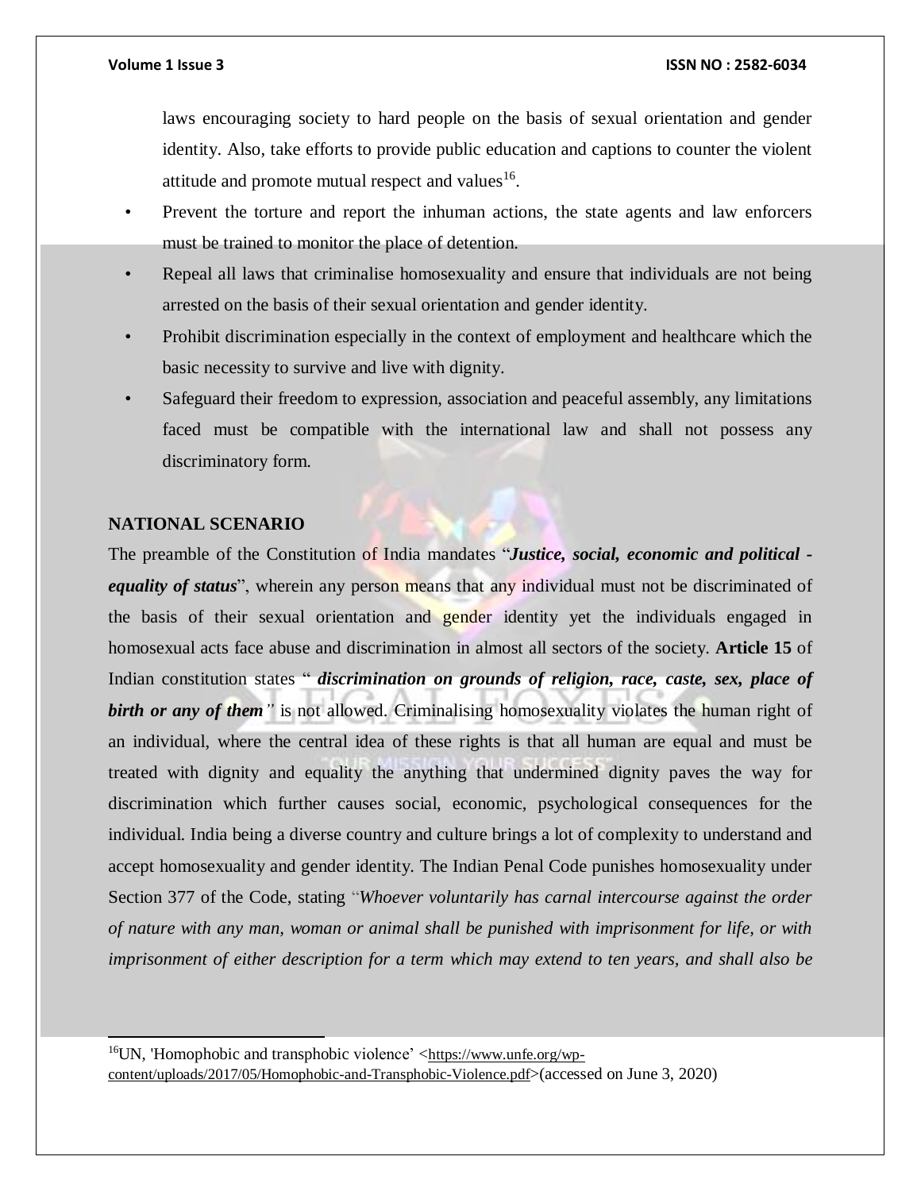laws encouraging society to hard people on the basis of sexual orientation and gender identity. Also, take efforts to provide public education and captions to counter the violent attitude and promote mutual respect and values[16].

- Prevent the torture and report the inhuman actions, the state agents and law enforcers must be trained to monitor the place of detention.
- Repeal all laws that criminalise homosexuality and ensure that individuals are not being arrested on the basis of their sexual orientation and gender identity.
- Prohibit discrimination especially in the context of employment and healthcare which the basic necessity to survive and live with dignity.
- Safeguard their freedom to expression, association and peaceful assembly, any limitations faced must be compatible with the international law and shall not possess any discriminatory form.

**NATIONAL SCENARIO**

The preamble of the Constitution of India mandates "***Justice, social, economic and political - equality of status***", wherein any person means that any individual must not be discriminated of the basis of their sexual orientation and gender identity yet the individuals engaged in homosexual acts face abuse and discrimination in almost all sectors of the society. **Article 15** of Indian constitution states " ***discrimination on grounds of religion, race, caste, sex, place of birth or any of them"*** is not allowed. Criminalising homosexuality violates the human right of an individual, where the central idea of these rights is that all human are equal and must be treated with dignity and equality the anything that undermined dignity paves the way for discrimination which further causes social, economic, psychological consequences for the individual. India being a diverse country and culture brings a lot of complexity to understand and accept homosexuality and gender identity. The Indian Penal Code punishes homosexuality under Section 377 of the Code, stating "*Whoever voluntarily has carnal intercourse against the order of nature with any man, woman or animal shall be punished with imprisonment for life, or with imprisonment of either description for a term which may extend to ten years, and shall also be*

---

[16]UN, 'Homophobic and transphobic violence' <https://www.unfe.org/wp-content/uploads/2017/05/Homophobic-and-Transphobic-Violence.pdf>(accessed on June 3, 2020)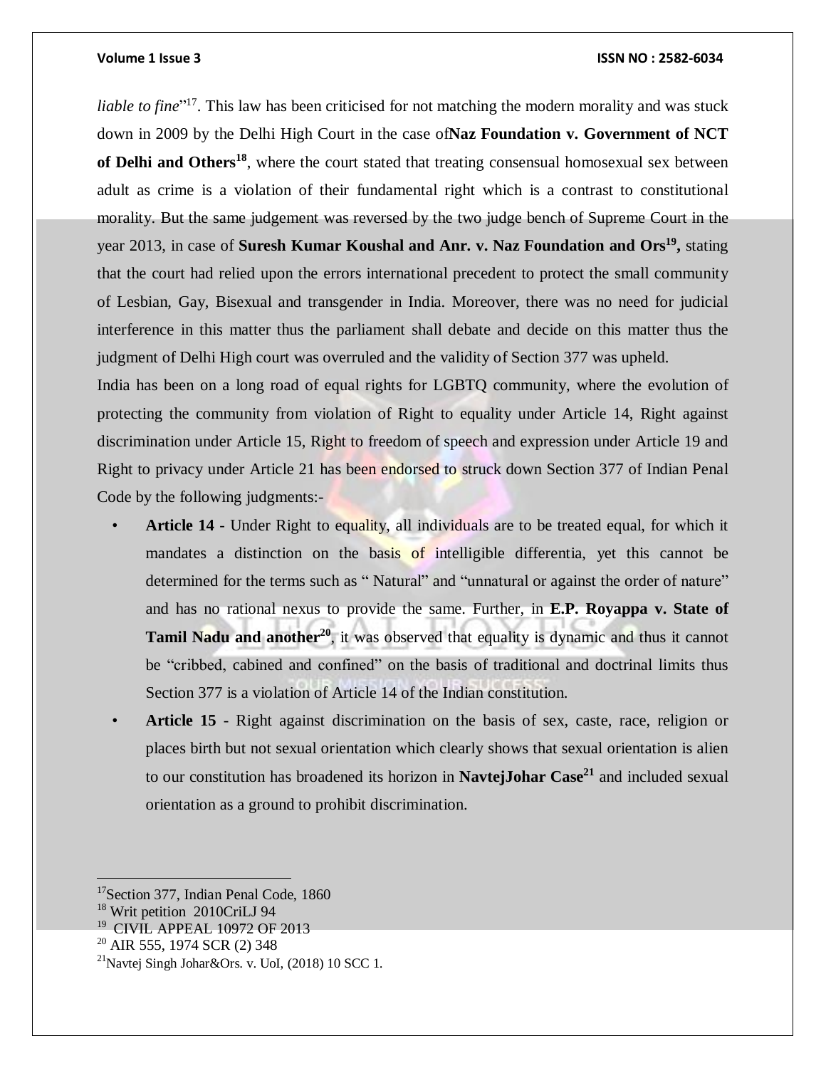*liable to fine*"[17]. This law has been criticised for not matching the modern morality and was stuck down in 2009 by the Delhi High Court in the case of**Naz Foundation v. Government of NCT of Delhi and Others**[18], where the court stated that treating consensual homosexual sex between adult as crime is a violation of their fundamental right which is a contrast to constitutional morality. But the same judgement was reversed by the two judge bench of Supreme Court in the year 2013, in case of **Suresh Kumar Koushal and Anr. v. Naz Foundation and Ors**[19]**,** stating that the court had relied upon the errors international precedent to protect the small community of Lesbian, Gay, Bisexual and transgender in India. Moreover, there was no need for judicial interference in this matter thus the parliament shall debate and decide on this matter thus the judgment of Delhi High court was overruled and the validity of Section 377 was upheld.

India has been on a long road of equal rights for LGBTQ community, where the evolution of protecting the community from violation of Right to equality under Article 14, Right against discrimination under Article 15, Right to freedom of speech and expression under Article 19 and Right to privacy under Article 21 has been endorsed to struck down Section 377 of Indian Penal Code by the following judgments:-

- **Article 14** - Under Right to equality, all individuals are to be treated equal, for which it mandates a distinction on the basis of intelligible differentia, yet this cannot be determined for the terms such as " Natural" and "unnatural or against the order of nature" and has no rational nexus to provide the same. Further, in **E.P. Royappa v. State of Tamil Nadu and another**[20], it was observed that equality is dynamic and thus it cannot be "cribbed, cabined and confined" on the basis of traditional and doctrinal limits thus Section 377 is a violation of Article 14 of the Indian constitution.
- **Article 15** - Right against discrimination on the basis of sex, caste, race, religion or places birth but not sexual orientation which clearly shows that sexual orientation is alien to our constitution has broadened its horizon in **NavtejJohar Case**[21] and included sexual orientation as a ground to prohibit discrimination.

---

[17] Section 377, Indian Penal Code, 1860

[18] Writ petition 2010CriLJ 94

[19] CIVIL APPEAL 10972 OF 2013

[20] AIR 555, 1974 SCR (2) 348

[21] Navtej Singh Johar&Ors. v. UoI, (2018) 10 SCC 1.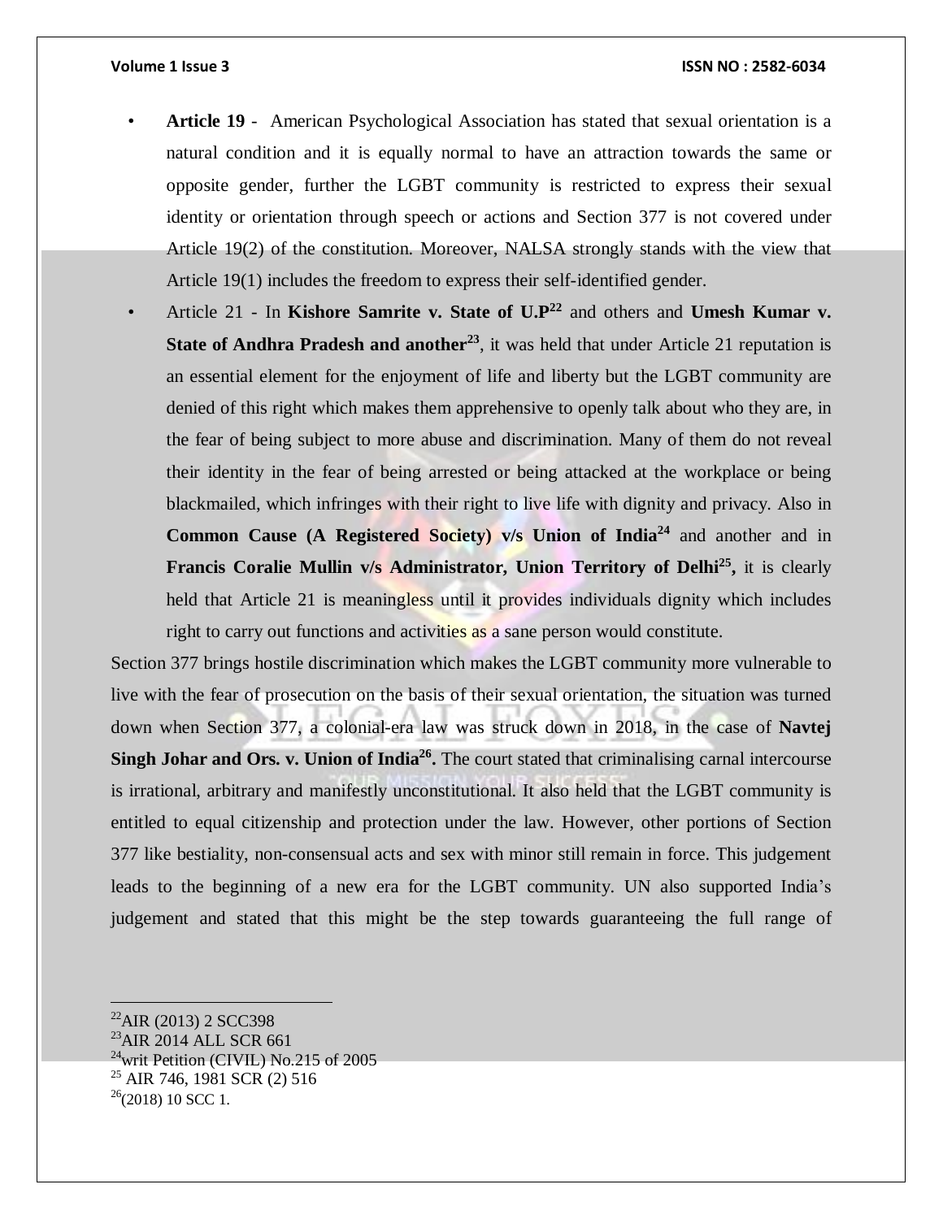- **Article 19** - American Psychological Association has stated that sexual orientation is a natural condition and it is equally normal to have an attraction towards the same or opposite gender, further the LGBT community is restricted to express their sexual identity or orientation through speech or actions and Section 377 is not covered under Article 19(2) of the constitution. Moreover, NALSA strongly stands with the view that Article 19(1) includes the freedom to express their self-identified gender.
- Article 21 - In **Kishore Samrite v. State of U.P**[22] and others and **Umesh Kumar v. State of Andhra Pradesh and another**[23], it was held that under Article 21 reputation is an essential element for the enjoyment of life and liberty but the LGBT community are denied of this right which makes them apprehensive to openly talk about who they are, in the fear of being subject to more abuse and discrimination. Many of them do not reveal their identity in the fear of being arrested or being attacked at the workplace or being blackmailed, which infringes with their right to live life with dignity and privacy. Also in **Common Cause (A Registered Society) v/s Union of India**[24] and another and in **Francis Coralie Mullin v/s Administrator, Union Territory of Delhi**[25]**,** it is clearly held that Article 21 is meaningless until it provides individuals dignity which includes right to carry out functions and activities as a sane person would constitute.

Section 377 brings hostile discrimination which makes the LGBT community more vulnerable to live with the fear of prosecution on the basis of their sexual orientation, the situation was turned down when Section 377, a colonial-era law was struck down in 2018, in the case of **Navtej Singh Johar and Ors. v. Union of India**[26]**.** The court stated that criminalising carnal intercourse is irrational, arbitrary and manifestly unconstitutional. It also held that the LGBT community is entitled to equal citizenship and protection under the law. However, other portions of Section 377 like bestiality, non-consensual acts and sex with minor still remain in force. This judgement leads to the beginning of a new era for the LGBT community. UN also supported India's judgement and stated that this might be the step towards guaranteeing the full range of

---

[22] AIR (2013) 2 SCC398

[23] AIR 2014 ALL SCR 661

[24] writ Petition (CIVIL) No.215 of 2005

[25] AIR 746, 1981 SCR (2) 516

[26] (2018) 10 SCC 1.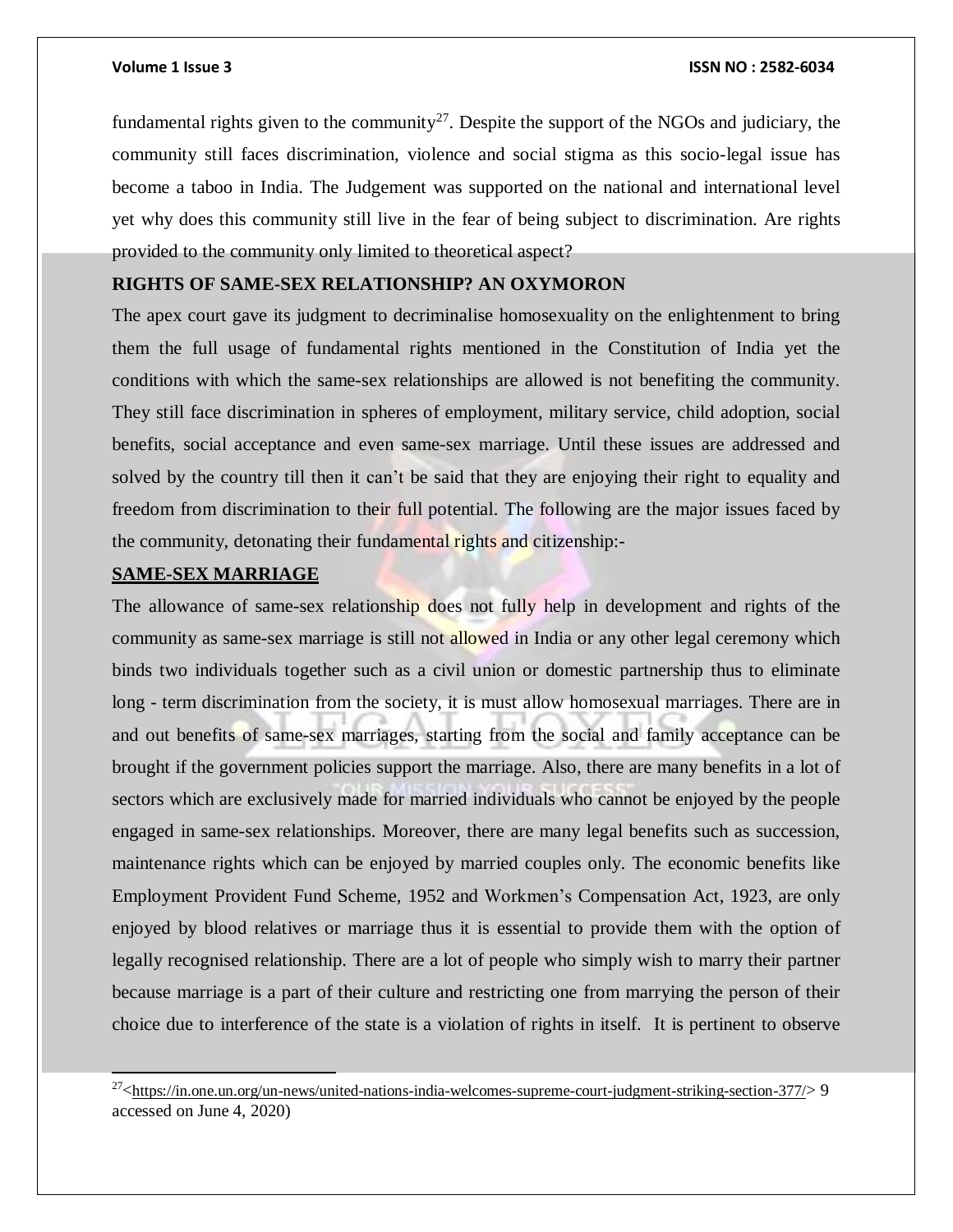fundamental rights given to the community[27]. Despite the support of the NGOs and judiciary, the community still faces discrimination, violence and social stigma as this socio-legal issue has become a taboo in India. The Judgement was supported on the national and international level yet why does this community still live in the fear of being subject to discrimination. Are rights provided to the community only limited to theoretical aspect?

**RIGHTS OF SAME-SEX RELATIONSHIP? AN OXYMORON**

The apex court gave its judgment to decriminalise homosexuality on the enlightenment to bring them the full usage of fundamental rights mentioned in the Constitution of India yet the conditions with which the same-sex relationships are allowed is not benefiting the community. They still face discrimination in spheres of employment, military service, child adoption, social benefits, social acceptance and even same-sex marriage. Until these issues are addressed and solved by the country till then it can't be said that they are enjoying their right to equality and freedom from discrimination to their full potential. The following are the major issues faced by the community, detonating their fundamental rights and citizenship:-

**<u>SAME-SEX MARRIAGE</u>**

The allowance of same-sex relationship does not fully help in development and rights of the community as same-sex marriage is still not allowed in India or any other legal ceremony which binds two individuals together such as a civil union or domestic partnership thus to eliminate long - term discrimination from the society, it is must allow homosexual marriages. There are in and out benefits of same-sex marriages, starting from the social and family acceptance can be brought if the government policies support the marriage. Also, there are many benefits in a lot of sectors which are exclusively made for married individuals who cannot be enjoyed by the people engaged in same-sex relationships. Moreover, there are many legal benefits such as succession, maintenance rights which can be enjoyed by married couples only. The economic benefits like Employment Provident Fund Scheme, 1952 and Workmen's Compensation Act, 1923, are only enjoyed by blood relatives or marriage thus it is essential to provide them with the option of legally recognised relationship. There are a lot of people who simply wish to marry their partner because marriage is a part of their culture and restricting one from marrying the person of their choice due to interference of the state is a violation of rights in itself. It is pertinent to observe

---

[27] <https://in.one.un.org/un-news/united-nations-india-welcomes-supreme-court-judgment-striking-section-377/> 9 accessed on June 4, 2020)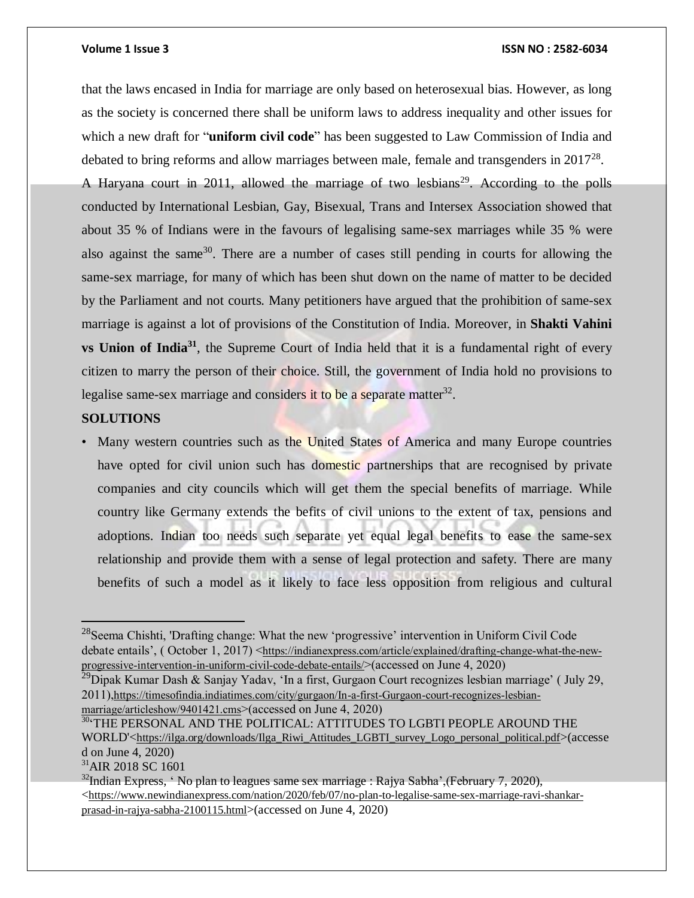that the laws encased in India for marriage are only based on heterosexual bias. However, as long as the society is concerned there shall be uniform laws to address inequality and other issues for which a new draft for "**uniform civil code**" has been suggested to Law Commission of India and debated to bring reforms and allow marriages between male, female and transgenders in 2017[28].

A Haryana court in 2011, allowed the marriage of two lesbians[29]. According to the polls conducted by International Lesbian, Gay, Bisexual, Trans and Intersex Association showed that about 35 % of Indians were in the favours of legalising same-sex marriages while 35 % were also against the same[30]. There are a number of cases still pending in courts for allowing the same-sex marriage, for many of which has been shut down on the name of matter to be decided by the Parliament and not courts. Many petitioners have argued that the prohibition of same-sex marriage is against a lot of provisions of the Constitution of India. Moreover, in **Shakti Vahini vs Union of India[31]**, the Supreme Court of India held that it is a fundamental right of every citizen to marry the person of their choice. Still, the government of India hold no provisions to legalise same-sex marriage and considers it to be a separate matter[32].

**SOLUTIONS**

- Many western countries such as the United States of America and many Europe countries have opted for civil union such has domestic partnerships that are recognised by private companies and city councils which will get them the special benefits of marriage. While country like Germany extends the befits of civil unions to the extent of tax, pensions and adoptions. Indian too needs such separate yet equal legal benefits to ease the same-sex relationship and provide them with a sense of legal protection and safety. There are many benefits of such a model as it likely to face less opposition from religious and cultural

---

[28]Seema Chishti, 'Drafting change: What the new 'progressive' intervention in Uniform Civil Code debate entails', ( October 1, 2017) <https://indianexpress.com/article/explained/drafting-change-what-the-new-progressive-intervention-in-uniform-civil-code-debate-entails/>(accessed on June 4, 2020)

[29]Dipak Kumar Dash & Sanjay Yadav, 'In a first, Gurgaon Court recognizes lesbian marriage' ( July 29, 2011),https://timesofindia.indiatimes.com/city/gurgaon/In-a-first-Gurgaon-court-recognizes-lesbian-marriage/articleshow/9401421.cms>(accessed on June 4, 2020)

[30]'THE PERSONAL AND THE POLITICAL: ATTITUDES TO LGBTI PEOPLE AROUND THE WORLD'<https://ilga.org/downloads/Ilga_Riwi_Attitudes_LGBTI_survey_Logo_personal_political.pdf>(accessed on June 4, 2020)

[31]AIR 2018 SC 1601

[32]Indian Express, ' No plan to leagues same sex marriage : Rajya Sabha',(February 7, 2020), <https://www.newindianexpress.com/nation/2020/feb/07/no-plan-to-legalise-same-sex-marriage-ravi-shankar-prasad-in-rajya-sabha-2100115.html>(accessed on June 4, 2020)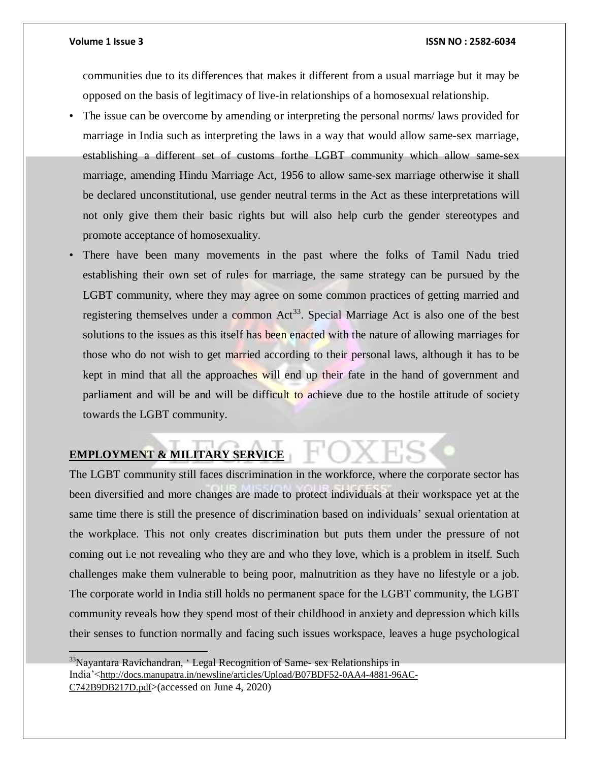communities due to its differences that makes it different from a usual marriage but it may be opposed on the basis of legitimacy of live-in relationships of a homosexual relationship.

- The issue can be overcome by amending or interpreting the personal norms/ laws provided for marriage in India such as interpreting the laws in a way that would allow same-sex marriage, establishing a different set of customs forthe LGBT community which allow same-sex marriage, amending Hindu Marriage Act, 1956 to allow same-sex marriage otherwise it shall be declared unconstitutional, use gender neutral terms in the Act as these interpretations will not only give them their basic rights but will also help curb the gender stereotypes and promote acceptance of homosexuality.
- There have been many movements in the past where the folks of Tamil Nadu tried establishing their own set of rules for marriage, the same strategy can be pursued by the LGBT community, where they may agree on some common practices of getting married and registering themselves under a common Act[33]. Special Marriage Act is also one of the best solutions to the issues as this itself has been enacted with the nature of allowing marriages for those who do not wish to get married according to their personal laws, although it has to be kept in mind that all the approaches will end up their fate in the hand of government and parliament and will be and will be difficult to achieve due to the hostile attitude of society towards the LGBT community.

## EMPLOYMENT & MILITARY SERVICE

The LGBT community still faces discrimination in the workforce, where the corporate sector has been diversified and more changes are made to protect individuals at their workspace yet at the same time there is still the presence of discrimination based on individuals' sexual orientation at the workplace. This not only creates discrimination but puts them under the pressure of not coming out i.e not revealing who they are and who they love, which is a problem in itself. Such challenges make them vulnerable to being poor, malnutrition as they have no lifestyle or a job. The corporate world in India still holds no permanent space for the LGBT community, the LGBT community reveals how they spend most of their childhood in anxiety and depression which kills their senses to function normally and facing such issues workspace, leaves a huge psychological

---

[33]Nayantara Ravichandran, ' Legal Recognition of Same- sex Relationships in India'<http://docs.manupatra.in/newsline/articles/Upload/B07BDF52-0AA4-4881-96AC-C742B9DB217D.pdf>(accessed on June 4, 2020)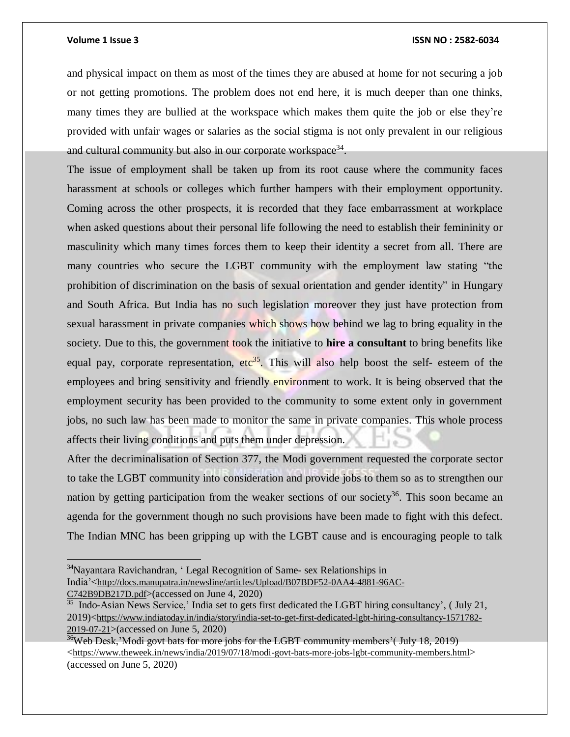and physical impact on them as most of the times they are abused at home for not securing a job or not getting promotions. The problem does not end here, it is much deeper than one thinks, many times they are bullied at the workspace which makes them quite the job or else they're provided with unfair wages or salaries as the social stigma is not only prevalent in our religious and cultural community but also in our corporate workspace[34].

The issue of employment shall be taken up from its root cause where the community faces harassment at schools or colleges which further hampers with their employment opportunity. Coming across the other prospects, it is recorded that they face embarrassment at workplace when asked questions about their personal life following the need to establish their femininity or masculinity which many times forces them to keep their identity a secret from all. There are many countries who secure the LGBT community with the employment law stating "the prohibition of discrimination on the basis of sexual orientation and gender identity" in Hungary and South Africa. But India has no such legislation moreover they just have protection from sexual harassment in private companies which shows how behind we lag to bring equality in the society. Due to this, the government took the initiative to **hire a consultant** to bring benefits like equal pay, corporate representation, etc[35]. This will also help boost the self- esteem of the employees and bring sensitivity and friendly environment to work. It is being observed that the employment security has been provided to the community to some extent only in government jobs, no such law has been made to monitor the same in private companies. This whole process affects their living conditions and puts them under depression.

After the decriminalisation of Section 377, the Modi government requested the corporate sector to take the LGBT community into consideration and provide jobs to them so as to strengthen our nation by getting participation from the weaker sections of our society[36]. This soon became an agenda for the government though no such provisions have been made to fight with this defect. The Indian MNC has been gripping up with the LGBT cause and is encouraging people to talk

---

[34] Nayantara Ravichandran, ' Legal Recognition of Same- sex Relationships in India'<http://docs.manupatra.in/newsline/articles/Upload/B07BDF52-0AA4-4881-96AC-C742B9DB217D.pdf>(accessed on June 4, 2020)

[35] Indo-Asian News Service,' India set to gets first dedicated the LGBT hiring consultancy', ( July 21, 2019)<https://www.indiatoday.in/india/story/india-set-to-get-first-dedicated-lgbt-hiring-consultancy-1571782-2019-07-21>(accessed on June 5, 2020)

[36] Web Desk,'Modi govt bats for more jobs for the LGBT community members'( July 18, 2019) <https://www.theweek.in/news/india/2019/07/18/modi-govt-bats-more-jobs-lgbt-community-members.html> (accessed on June 5, 2020)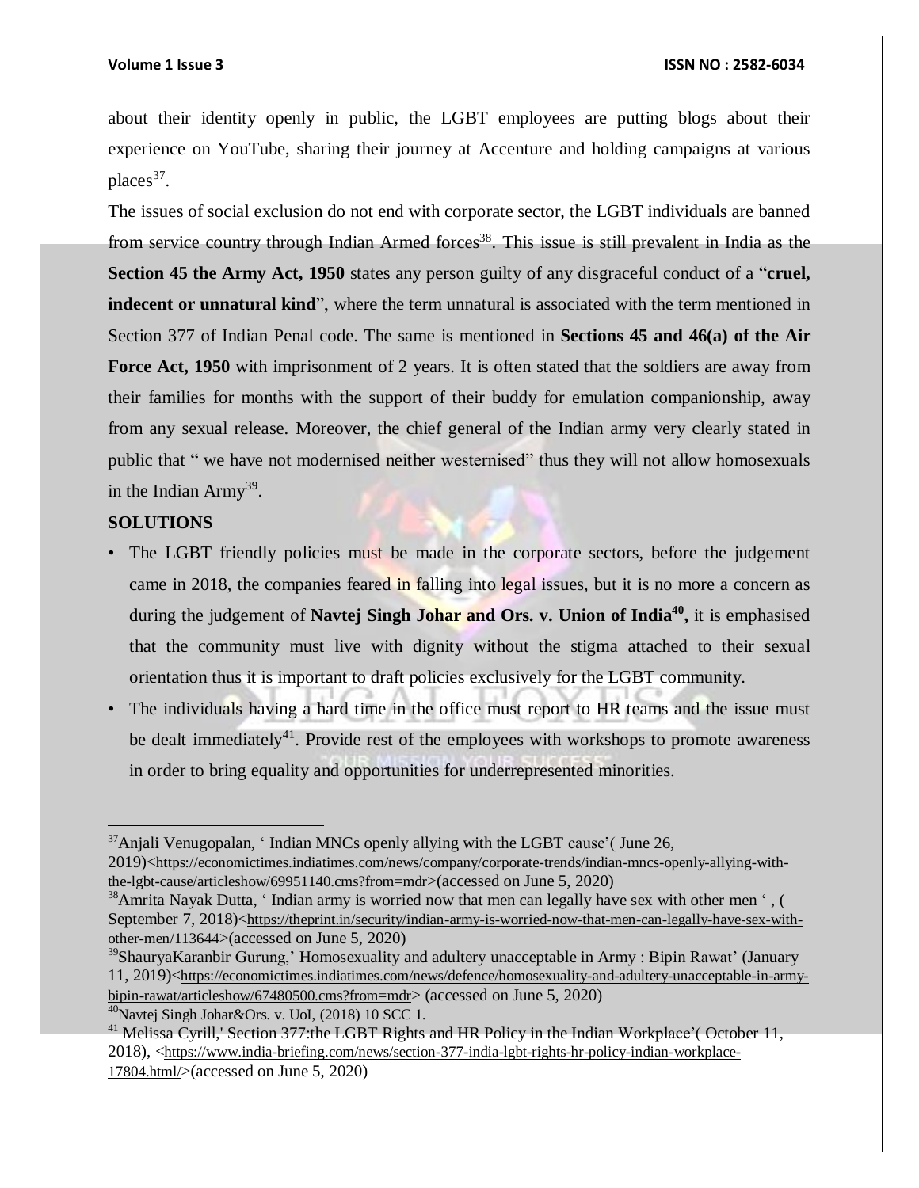about their identity openly in public, the LGBT employees are putting blogs about their experience on YouTube, sharing their journey at Accenture and holding campaigns at various places[37].

The issues of social exclusion do not end with corporate sector, the LGBT individuals are banned from service country through Indian Armed forces[38]. This issue is still prevalent in India as the **Section 45 the Army Act, 1950** states any person guilty of any disgraceful conduct of a "**cruel, indecent or unnatural kind**", where the term unnatural is associated with the term mentioned in Section 377 of Indian Penal code. The same is mentioned in **Sections 45 and 46(a) of the Air Force Act, 1950** with imprisonment of 2 years. It is often stated that the soldiers are away from their families for months with the support of their buddy for emulation companionship, away from any sexual release. Moreover, the chief general of the Indian army very clearly stated in public that " we have not modernised neither westernised" thus they will not allow homosexuals in the Indian Army[39].

**SOLUTIONS**

- The LGBT friendly policies must be made in the corporate sectors, before the judgement came in 2018, the companies feared in falling into legal issues, but it is no more a concern as during the judgement of **Navtej Singh Johar and Ors. v. Union of India[40],** it is emphasised that the community must live with dignity without the stigma attached to their sexual orientation thus it is important to draft policies exclusively for the LGBT community.
- The individuals having a hard time in the office must report to HR teams and the issue must be dealt immediately[41]. Provide rest of the employees with workshops to promote awareness in order to bring equality and opportunities for underrepresented minorities.

---

[37] Anjali Venugopalan, ' Indian MNCs openly allying with the LGBT cause'( June 26, 2019)<https://economictimes.indiatimes.com/news/company/corporate-trends/indian-mncs-openly-allying-with-the-lgbt-cause/articleshow/69951140.cms?from=mdr>(accessed on June 5, 2020)

[38] Amrita Nayak Dutta, ' Indian army is worried now that men can legally have sex with other men ' , ( September 7, 2018)<https://theprint.in/security/indian-army-is-worried-now-that-men-can-legally-have-sex-with-other-men/113644>(accessed on June 5, 2020)

[39] ShauryaKaranbir Gurung,' Homosexuality and adultery unacceptable in Army : Bipin Rawat' (January 11, 2019)<https://economictimes.indiatimes.com/news/defence/homosexuality-and-adultery-unacceptable-in-army-bipin-rawat/articleshow/67480500.cms?from=mdr> (accessed on June 5, 2020)

[40] Navtej Singh Johar&Ors. v. UoI, (2018) 10 SCC 1.

[41] Melissa Cyrill,' Section 377:the LGBT Rights and HR Policy in the Indian Workplace'( October 11, 2018), <https://www.india-briefing.com/news/section-377-india-lgbt-rights-hr-policy-indian-workplace-17804.html/>(accessed on June 5, 2020)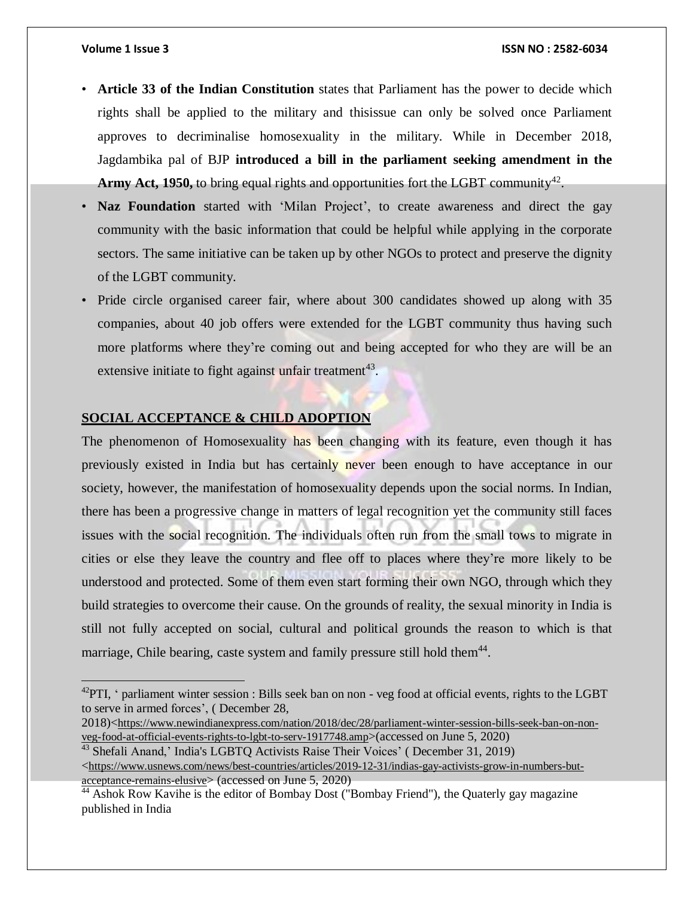- **Article 33 of the Indian Constitution** states that Parliament has the power to decide which rights shall be applied to the military and thisissue can only be solved once Parliament approves to decriminalise homosexuality in the military. While in December 2018, Jagdambika pal of BJP **introduced a bill in the parliament seeking amendment in the Army Act, 1950,** to bring equal rights and opportunities fort the LGBT community[42].
- **Naz Foundation** started with 'Milan Project', to create awareness and direct the gay community with the basic information that could be helpful while applying in the corporate sectors. The same initiative can be taken up by other NGOs to protect and preserve the dignity of the LGBT community.
- Pride circle organised career fair, where about 300 candidates showed up along with 35 companies, about 40 job offers were extended for the LGBT community thus having such more platforms where they're coming out and being accepted for who they are will be an extensive initiate to fight against unfair treatment[43].

## SOCIAL ACCEPTANCE & CHILD ADOPTION

The phenomenon of Homosexuality has been changing with its feature, even though it has previously existed in India but has certainly never been enough to have acceptance in our society, however, the manifestation of homosexuality depends upon the social norms. In Indian, there has been a progressive change in matters of legal recognition yet the community still faces issues with the social recognition. The individuals often run from the small tows to migrate in cities or else they leave the country and flee off to places where they're more likely to be understood and protected. Some of them even start forming their own NGO, through which they build strategies to overcome their cause. On the grounds of reality, the sexual minority in India is still not fully accepted on social, cultural and political grounds the reason to which is that marriage, Chile bearing, caste system and family pressure still hold them[44].

---

[42] PTI, ' parliament winter session : Bills seek ban on non - veg food at official events, rights to the LGBT to serve in armed forces', ( December 28, 2018)<https://www.newindianexpress.com/nation/2018/dec/28/parliament-winter-session-bills-seek-ban-on-non-veg-food-at-official-events-rights-to-lgbt-to-serv-1917748.amp>(accessed on June 5, 2020)

[43] Shefali Anand,' India's LGBTQ Activists Raise Their Voices' ( December 31, 2019) <https://www.usnews.com/news/best-countries/articles/2019-12-31/indias-gay-activists-grow-in-numbers-but-acceptance-remains-elusive> (accessed on June 5, 2020)

[44] Ashok Row Kavihe is the editor of Bombay Dost ("Bombay Friend"), the Quaterly gay magazine published in India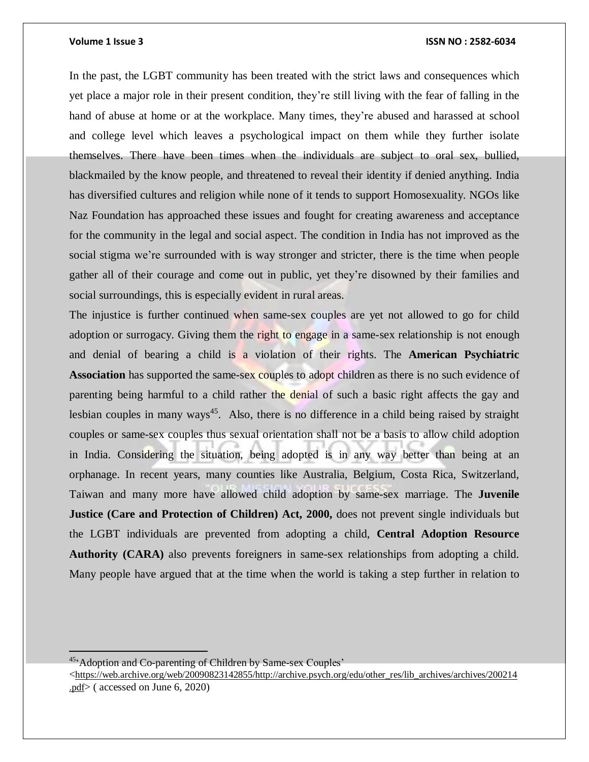In the past, the LGBT community has been treated with the strict laws and consequences which yet place a major role in their present condition, they're still living with the fear of falling in the hand of abuse at home or at the workplace. Many times, they're abused and harassed at school and college level which leaves a psychological impact on them while they further isolate themselves. There have been times when the individuals are subject to oral sex, bullied, blackmailed by the know people, and threatened to reveal their identity if denied anything. India has diversified cultures and religion while none of it tends to support Homosexuality. NGOs like Naz Foundation has approached these issues and fought for creating awareness and acceptance for the community in the legal and social aspect. The condition in India has not improved as the social stigma we're surrounded with is way stronger and stricter, there is the time when people gather all of their courage and come out in public, yet they're disowned by their families and social surroundings, this is especially evident in rural areas.

The injustice is further continued when same-sex couples are yet not allowed to go for child adoption or surrogacy. Giving them the right to engage in a same-sex relationship is not enough and denial of bearing a child is a violation of their rights. The **American Psychiatric Association** has supported the same-sex couples to adopt children as there is no such evidence of parenting being harmful to a child rather the denial of such a basic right affects the gay and lesbian couples in many ways[45]. Also, there is no difference in a child being raised by straight couples or same-sex couples thus sexual orientation shall not be a basis to allow child adoption in India. Considering the situation, being adopted is in any way better than being at an orphanage. In recent years, many counties like Australia, Belgium, Costa Rica, Switzerland, Taiwan and many more have allowed child adoption by same-sex marriage. The **Juvenile Justice (Care and Protection of Children) Act, 2000,** does not prevent single individuals but the LGBT individuals are prevented from adopting a child, **Central Adoption Resource Authority (CARA)** also prevents foreigners in same-sex relationships from adopting a child. Many people have argued that at the time when the world is taking a step further in relation to

---

[45] 'Adoption and Co-parenting of Children by Same-sex Couples' <https://web.archive.org/web/20090823142855/http://archive.psych.org/edu/other_res/lib_archives/archives/200214.pdf> ( accessed on June 6, 2020)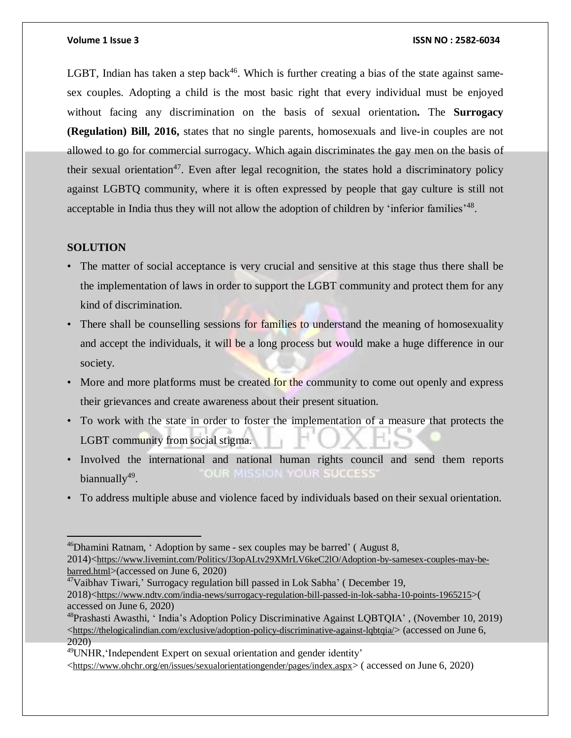LGBT, Indian has taken a step back[46]. Which is further creating a bias of the state against same-sex couples. Adopting a child is the most basic right that every individual must be enjoyed without facing any discrimination on the basis of sexual orientation**.** The **Surrogacy (Regulation) Bill, 2016,** states that no single parents, homosexuals and live-in couples are not allowed to go for commercial surrogacy. Which again discriminates the gay men on the basis of their sexual orientation[47]. Even after legal recognition, the states hold a discriminatory policy against LGBTQ community, where it is often expressed by people that gay culture is still not acceptable in India thus they will not allow the adoption of children by 'inferior families'[48].

**SOLUTION**

- The matter of social acceptance is very crucial and sensitive at this stage thus there shall be the implementation of laws in order to support the LGBT community and protect them for any kind of discrimination.
- There shall be counselling sessions for families to understand the meaning of homosexuality and accept the individuals, it will be a long process but would make a huge difference in our society.
- More and more platforms must be created for the community to come out openly and express their grievances and create awareness about their present situation.
- To work with the state in order to foster the implementation of a measure that protects the LGBT community from social stigma.
- Involved the international and national human rights council and send them reports biannually[49].
- To address multiple abuse and violence faced by individuals based on their sexual orientation.

---

[46]Dhamini Ratnam, ' Adoption by same - sex couples may be barred' ( August 8, 2014)<https://www.livemint.com/Politics/J3opALtv29XMrLV6keC2lO/Adoption-by-samesex-couples-may-be-barred.html>(accessed on June 6, 2020)

[47]Vaibhav Tiwari,' Surrogacy regulation bill passed in Lok Sabha' ( December 19, 2018)<https://www.ndtv.com/india-news/surrogacy-regulation-bill-passed-in-lok-sabha-10-points-1965215>( accessed on June 6, 2020)

[48]Prashasti Awasthi, ' India's Adoption Policy Discriminative Against LQBTQIA' , (November 10, 2019) <https://thelogicalindian.com/exclusive/adoption-policy-discriminative-against-lqbtqia/> (accessed on June 6, 2020)

[49]UNHR,'Independent Expert on sexual orientation and gender identity' <https://www.ohchr.org/en/issues/sexualorientationgender/pages/index.aspx> ( accessed on June 6, 2020)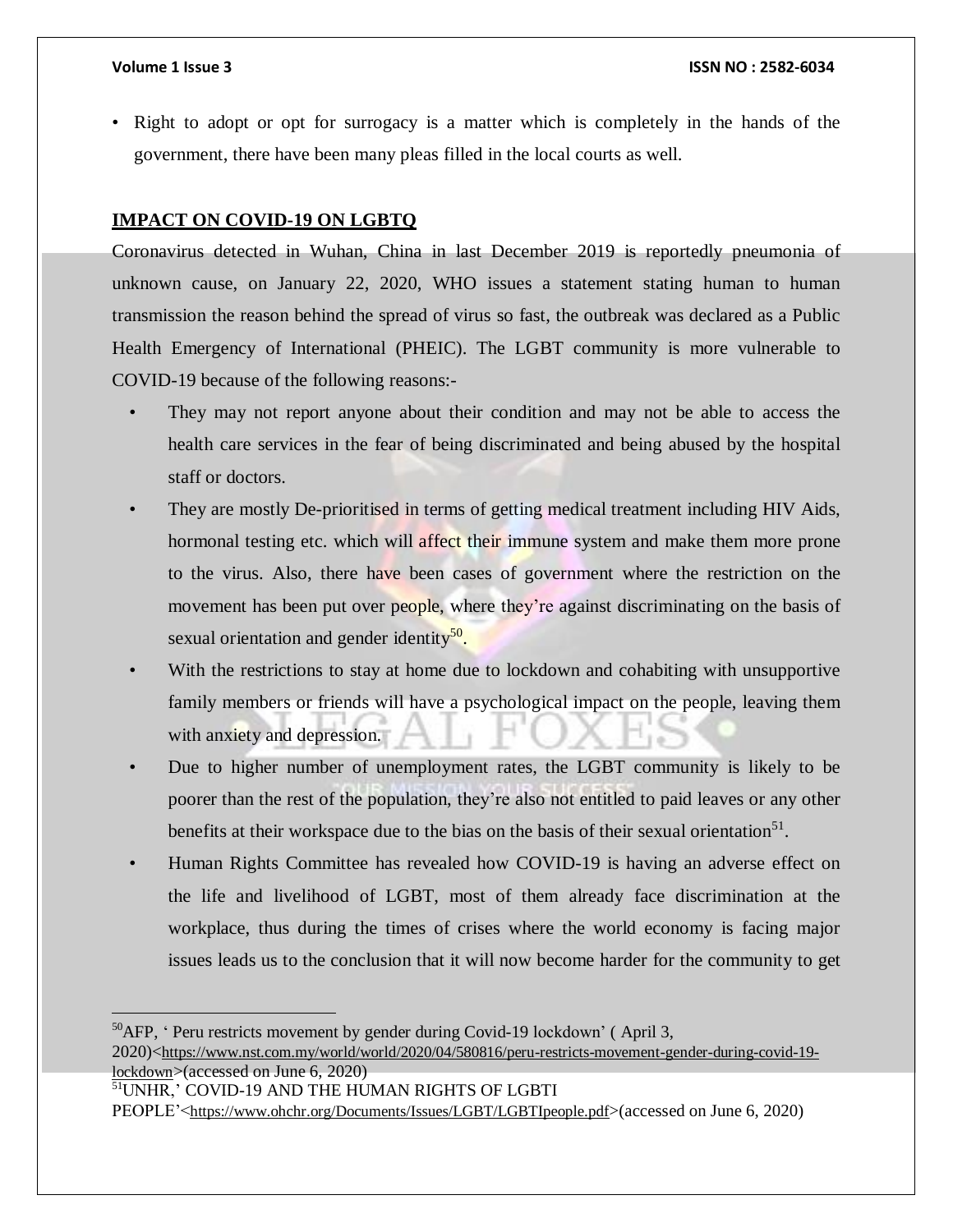- Right to adopt or opt for surrogacy is a matter which is completely in the hands of the government, there have been many pleas filled in the local courts as well.

## IMPACT ON COVID-19 ON LGBTQ

Coronavirus detected in Wuhan, China in last December 2019 is reportedly pneumonia of unknown cause, on January 22, 2020, WHO issues a statement stating human to human transmission the reason behind the spread of virus so fast, the outbreak was declared as a Public Health Emergency of International (PHEIC). The LGBT community is more vulnerable to COVID-19 because of the following reasons:-

- They may not report anyone about their condition and may not be able to access the health care services in the fear of being discriminated and being abused by the hospital staff or doctors.
- They are mostly De-prioritised in terms of getting medical treatment including HIV Aids, hormonal testing etc. which will affect their immune system and make them more prone to the virus. Also, there have been cases of government where the restriction on the movement has been put over people, where they're against discriminating on the basis of sexual orientation and gender identity[50].
- With the restrictions to stay at home due to lockdown and cohabiting with unsupportive family members or friends will have a psychological impact on the people, leaving them with anxiety and depression.
- Due to higher number of unemployment rates, the LGBT community is likely to be poorer than the rest of the population, they're also not entitled to paid leaves or any other benefits at their workspace due to the bias on the basis of their sexual orientation[51].
- Human Rights Committee has revealed how COVID-19 is having an adverse effect on the life and livelihood of LGBT, most of them already face discrimination at the workplace, thus during the times of crises where the world economy is facing major issues leads us to the conclusion that it will now become harder for the community to get

---

[50] AFP, ' Peru restricts movement by gender during Covid-19 lockdown' ( April 3, 2020)<https://www.nst.com.my/world/world/2020/04/580816/peru-restricts-movement-gender-during-covid-19-lockdown>(accessed on June 6, 2020)

[51] UNHR,' COVID-19 AND THE HUMAN RIGHTS OF LGBTI PEOPLE'<https://www.ohchr.org/Documents/Issues/LGBT/LGBTIpeople.pdf>(accessed on June 6, 2020)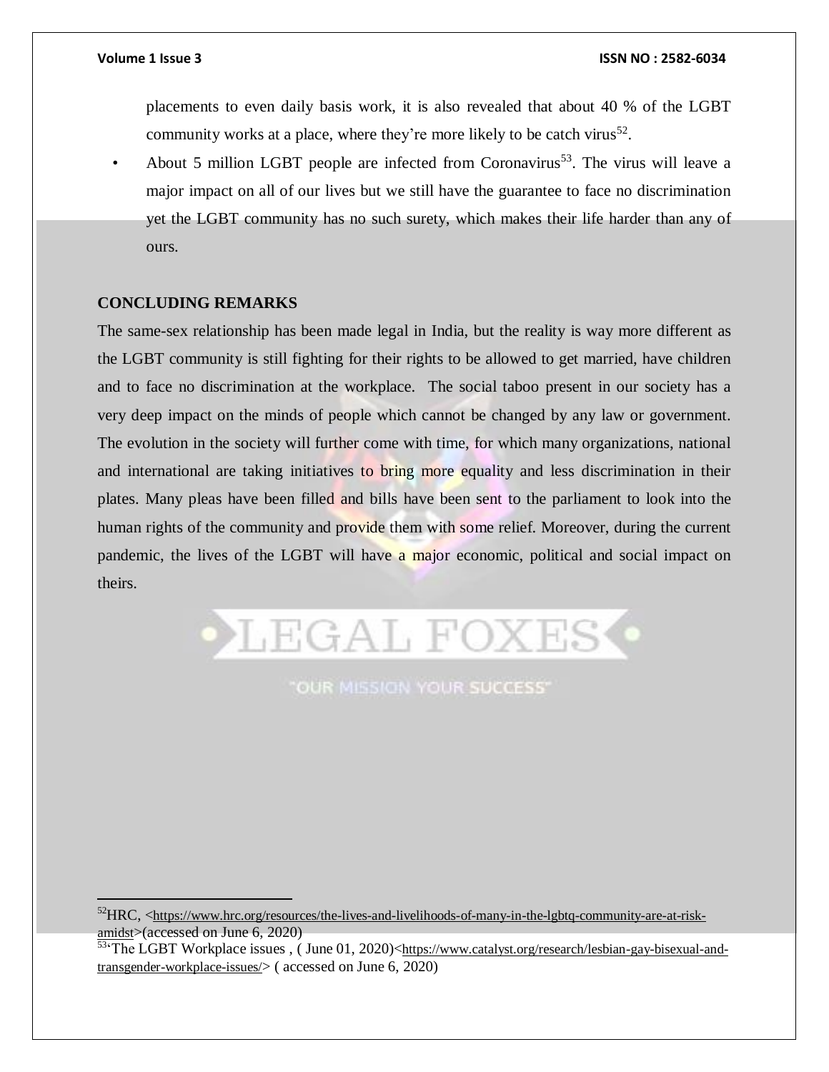placements to even daily basis work, it is also revealed that about 40 % of the LGBT community works at a place, where they're more likely to be catch virus[52].

- About 5 million LGBT people are infected from Coronavirus[53]. The virus will leave a major impact on all of our lives but we still have the guarantee to face no discrimination yet the LGBT community has no such surety, which makes their life harder than any of ours.

## CONCLUDING REMARKS

The same-sex relationship has been made legal in India, but the reality is way more different as the LGBT community is still fighting for their rights to be allowed to get married, have children and to face no discrimination at the workplace. The social taboo present in our society has a very deep impact on the minds of people which cannot be changed by any law or government. The evolution in the society will further come with time, for which many organizations, national and international are taking initiatives to bring more equality and less discrimination in their plates. Many pleas have been filled and bills have been sent to the parliament to look into the human rights of the community and provide them with some relief. Moreover, during the current pandemic, the lives of the LGBT will have a major economic, political and social impact on theirs.

---

[52] HRC, <https://www.hrc.org/resources/the-lives-and-livelihoods-of-many-in-the-lgbtq-community-are-at-risk-amidst>(accessed on June 6, 2020)

[53] 'The LGBT Workplace issues , ( June 01, 2020)<https://www.catalyst.org/research/lesbian-gay-bisexual-and-transgender-workplace-issues/> ( accessed on June 6, 2020)